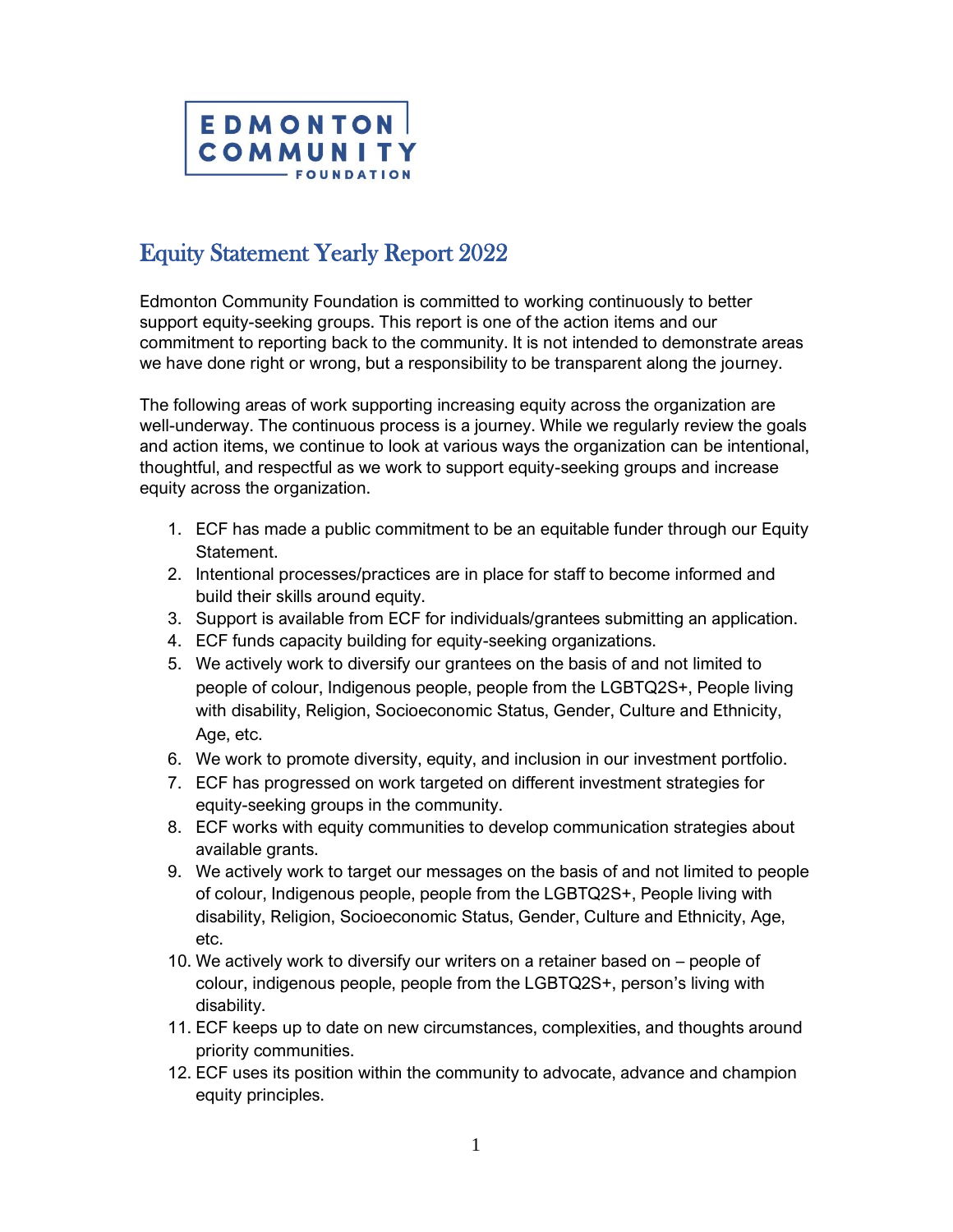EDMONTON COMMUNITY FOUNDATION

# Equity Statement Yearly Report 2022

Edmonton Community Foundation is committed to working continuously to better support equity-seeking groups. This report is one of the action items and our commitment to reporting back to the community. It is not intended to demonstrate areas we have done right or wrong, but a responsibility to be transparent along the journey.

The following areas of work supporting increasing equity across the organization are well-underway. The continuous process is a journey. While we regularly review the goals and action items, we continue to look at various ways the organization can be intentional, thoughtful, and respectful as we work to support equity-seeking groups and increase equity across the organization.

1. ECF has made a public commitment to be an equitable funder through our Equity Statement.
2. Intentional processes/practices are in place for staff to become informed and build their skills around equity.
3. Support is available from ECF for individuals/grantees submitting an application.
4. ECF funds capacity building for equity-seeking organizations.
5. We actively work to diversify our grantees on the basis of and not limited to people of colour, Indigenous people, people from the LGBTQ2S+, People living with disability, Religion, Socioeconomic Status, Gender, Culture and Ethnicity, Age, etc.
6. We work to promote diversity, equity, and inclusion in our investment portfolio.
7. ECF has progressed on work targeted on different investment strategies for equity-seeking groups in the community.
8. ECF works with equity communities to develop communication strategies about available grants.
9. We actively work to target our messages on the basis of and not limited to people of colour, Indigenous people, people from the LGBTQ2S+, People living with disability, Religion, Socioeconomic Status, Gender, Culture and Ethnicity, Age, etc.
10. We actively work to diversify our writers on a retainer based on – people of colour, indigenous people, people from the LGBTQ2S+, person's living with disability.
11. ECF keeps up to date on new circumstances, complexities, and thoughts around priority communities.
12. ECF uses its position within the community to advocate, advance and champion equity principles.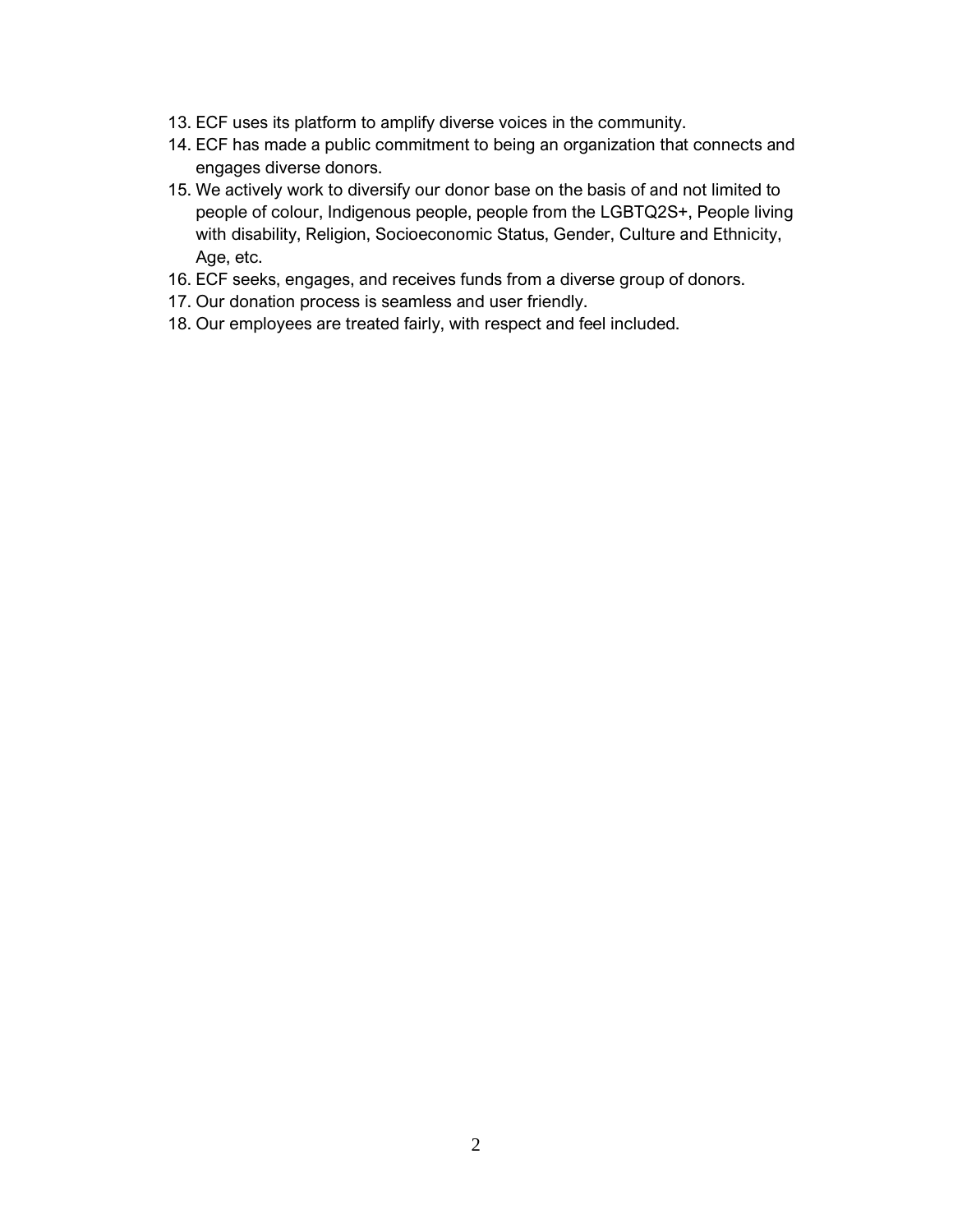13. ECF uses its platform to amplify diverse voices in the community.
14. ECF has made a public commitment to being an organization that connects and engages diverse donors.
15. We actively work to diversify our donor base on the basis of and not limited to people of colour, Indigenous people, people from the LGBTQ2S+, People living with disability, Religion, Socioeconomic Status, Gender, Culture and Ethnicity, Age, etc.
16. ECF seeks, engages, and receives funds from a diverse group of donors.
17. Our donation process is seamless and user friendly.
18. Our employees are treated fairly, with respect and feel included.